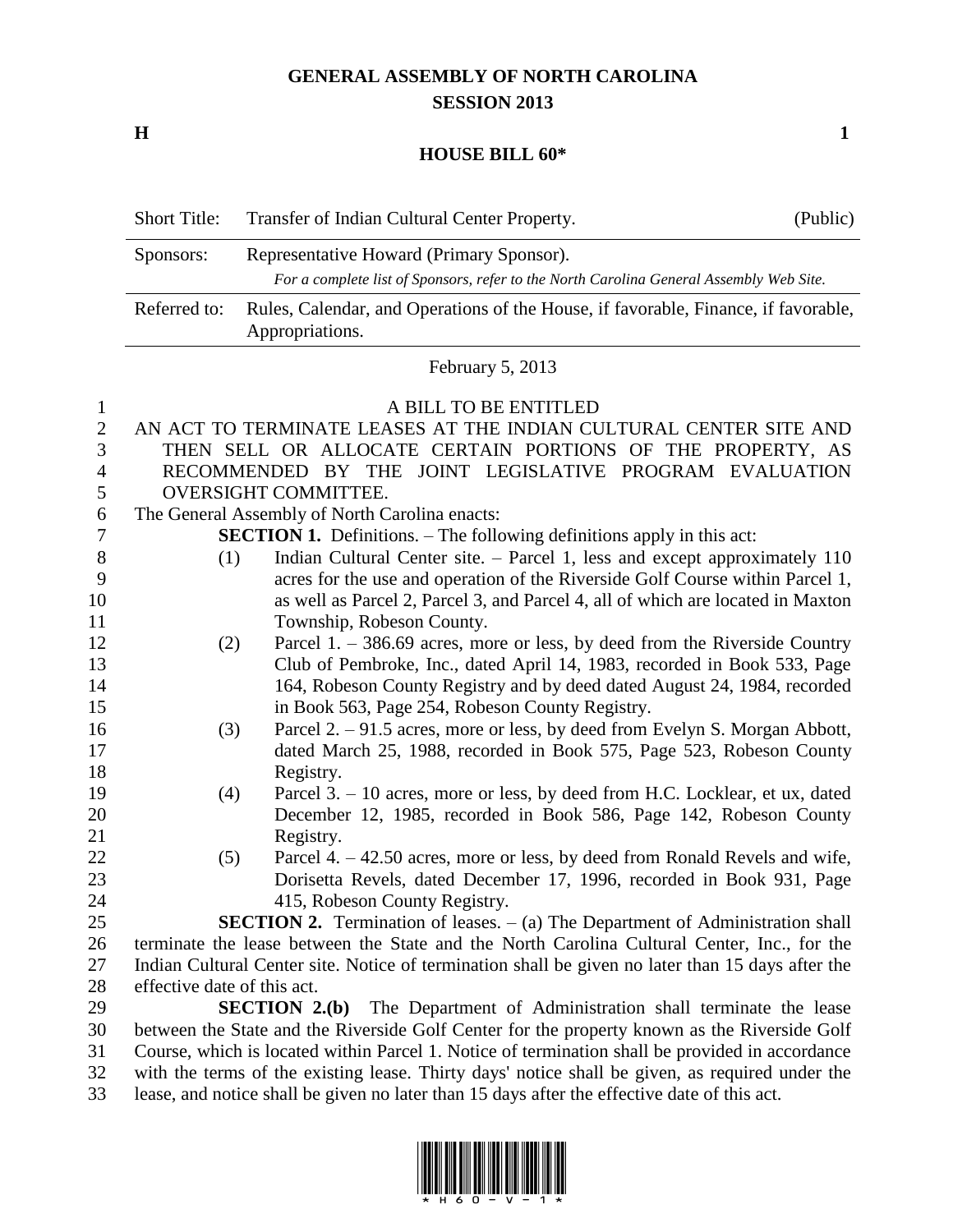# GENERAL ASSEMBLY OF NORTH CAROLINA
## SESSION 2013

**H** **1**

## HOUSE BILL 60*

| | | |
|---|---|---|
| Short Title: | Transfer of Indian Cultural Center Property. | (Public) |
| Sponsors: | Representative Howard (Primary Sponsor). *For a complete list of Sponsors, refer to the North Carolina General Assembly Web Site.* | |
| Referred to: | Rules, Calendar, and Operations of the House, if favorable, Finance, if favorable, Appropriations. | |

February 5, 2013

A BILL TO BE ENTITLED

AN ACT TO TERMINATE LEASES AT THE INDIAN CULTURAL CENTER SITE AND THEN SELL OR ALLOCATE CERTAIN PORTIONS OF THE PROPERTY, AS RECOMMENDED BY THE JOINT LEGISLATIVE PROGRAM EVALUATION OVERSIGHT COMMITTEE.

The General Assembly of North Carolina enacts:

**SECTION 1.** Definitions. – The following definitions apply in this act:

(1) Indian Cultural Center site. – Parcel 1, less and except approximately 110 acres for the use and operation of the Riverside Golf Course within Parcel 1, as well as Parcel 2, Parcel 3, and Parcel 4, all of which are located in Maxton Township, Robeson County.

(2) Parcel 1. – 386.69 acres, more or less, by deed from the Riverside Country Club of Pembroke, Inc., dated April 14, 1983, recorded in Book 533, Page 164, Robeson County Registry and by deed dated August 24, 1984, recorded in Book 563, Page 254, Robeson County Registry.

(3) Parcel 2. – 91.5 acres, more or less, by deed from Evelyn S. Morgan Abbott, dated March 25, 1988, recorded in Book 575, Page 523, Robeson County Registry.

(4) Parcel 3. – 10 acres, more or less, by deed from H.C. Locklear, et ux, dated December 12, 1985, recorded in Book 586, Page 142, Robeson County Registry.

(5) Parcel 4. – 42.50 acres, more or less, by deed from Ronald Revels and wife, Dorisetta Revels, dated December 17, 1996, recorded in Book 931, Page 415, Robeson County Registry.

**SECTION 2.** Termination of leases. – (a) The Department of Administration shall terminate the lease between the State and the North Carolina Cultural Center, Inc., for the Indian Cultural Center site. Notice of termination shall be given no later than 15 days after the effective date of this act.

**SECTION 2.(b)** The Department of Administration shall terminate the lease between the State and the Riverside Golf Center for the property known as the Riverside Golf Course, which is located within Parcel 1. Notice of termination shall be provided in accordance with the terms of the existing lease. Thirty days' notice shall be given, as required under the lease, and notice shall be given no later than 15 days after the effective date of this act.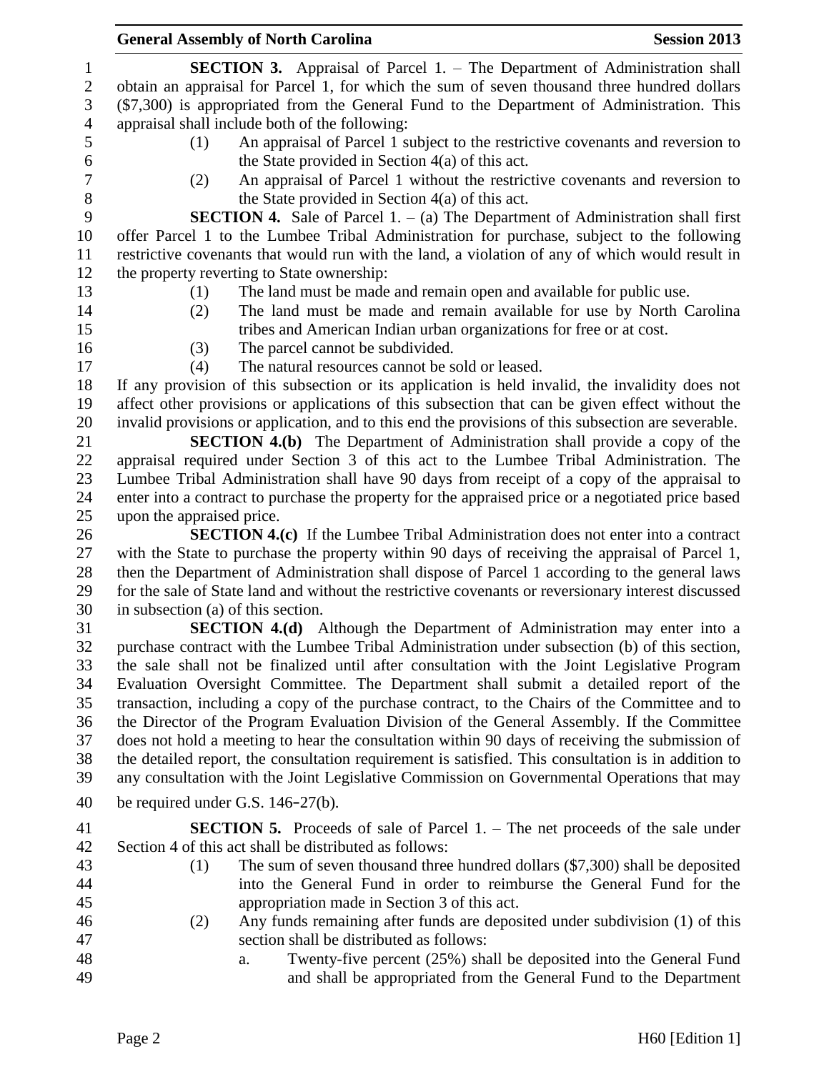**SECTION 3.** Appraisal of Parcel 1. – The Department of Administration shall obtain an appraisal for Parcel 1, for which the sum of seven thousand three hundred dollars ($7,300) is appropriated from the General Fund to the Department of Administration. This appraisal shall include both of the following:

(1) An appraisal of Parcel 1 subject to the restrictive covenants and reversion to the State provided in Section 4(a) of this act.

(2) An appraisal of Parcel 1 without the restrictive covenants and reversion to the State provided in Section 4(a) of this act.

**SECTION 4.** Sale of Parcel 1. – (a) The Department of Administration shall first offer Parcel 1 to the Lumbee Tribal Administration for purchase, subject to the following restrictive covenants that would run with the land, a violation of any of which would result in the property reverting to State ownership:

(1) The land must be made and remain open and available for public use.

(2) The land must be made and remain available for use by North Carolina tribes and American Indian urban organizations for free or at cost.

(3) The parcel cannot be subdivided.

(4) The natural resources cannot be sold or leased.

If any provision of this subsection or its application is held invalid, the invalidity does not affect other provisions or applications of this subsection that can be given effect without the invalid provisions or application, and to this end the provisions of this subsection are severable.

**SECTION 4.(b)** The Department of Administration shall provide a copy of the appraisal required under Section 3 of this act to the Lumbee Tribal Administration. The Lumbee Tribal Administration shall have 90 days from receipt of a copy of the appraisal to enter into a contract to purchase the property for the appraised price or a negotiated price based upon the appraised price.

**SECTION 4.(c)** If the Lumbee Tribal Administration does not enter into a contract with the State to purchase the property within 90 days of receiving the appraisal of Parcel 1, then the Department of Administration shall dispose of Parcel 1 according to the general laws for the sale of State land and without the restrictive covenants or reversionary interest discussed in subsection (a) of this section.

**SECTION 4.(d)** Although the Department of Administration may enter into a purchase contract with the Lumbee Tribal Administration under subsection (b) of this section, the sale shall not be finalized until after consultation with the Joint Legislative Program Evaluation Oversight Committee. The Department shall submit a detailed report of the transaction, including a copy of the purchase contract, to the Chairs of the Committee and to the Director of the Program Evaluation Division of the General Assembly. If the Committee does not hold a meeting to hear the consultation within 90 days of receiving the submission of the detailed report, the consultation requirement is satisfied. This consultation is in addition to any consultation with the Joint Legislative Commission on Governmental Operations that may be required under G.S. 146-27(b).

**SECTION 5.** Proceeds of sale of Parcel 1. – The net proceeds of the sale under Section 4 of this act shall be distributed as follows:

(1) The sum of seven thousand three hundred dollars ($7,300) shall be deposited into the General Fund in order to reimburse the General Fund for the appropriation made in Section 3 of this act.

(2) Any funds remaining after funds are deposited under subdivision (1) of this section shall be distributed as follows:

a. Twenty-five percent (25%) shall be deposited into the General Fund and shall be appropriated from the General Fund to the Department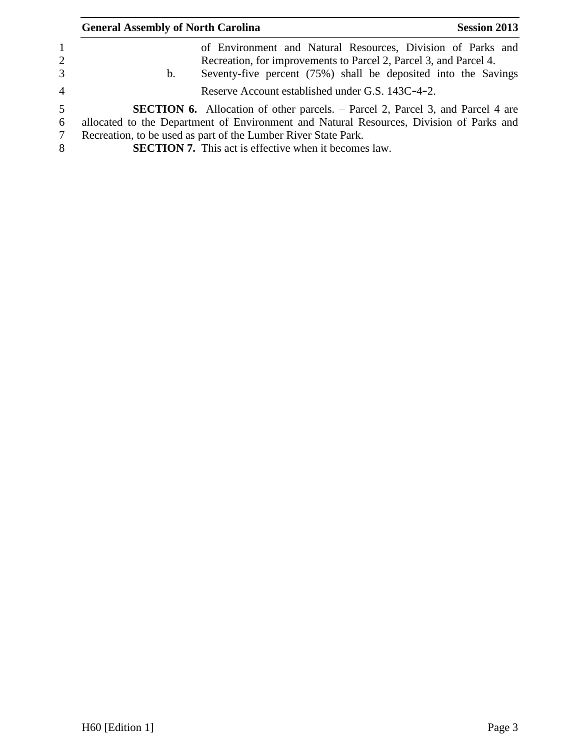of Environment and Natural Resources, Division of Parks and Recreation, for improvements to Parcel 2, Parcel 3, and Parcel 4.

b. Seventy-five percent (75%) shall be deposited into the Savings Reserve Account established under G.S. 143C-4-2.

**SECTION 6.** Allocation of other parcels. – Parcel 2, Parcel 3, and Parcel 4 are allocated to the Department of Environment and Natural Resources, Division of Parks and Recreation, to be used as part of the Lumber River State Park.

**SECTION 7.** This act is effective when it becomes law.